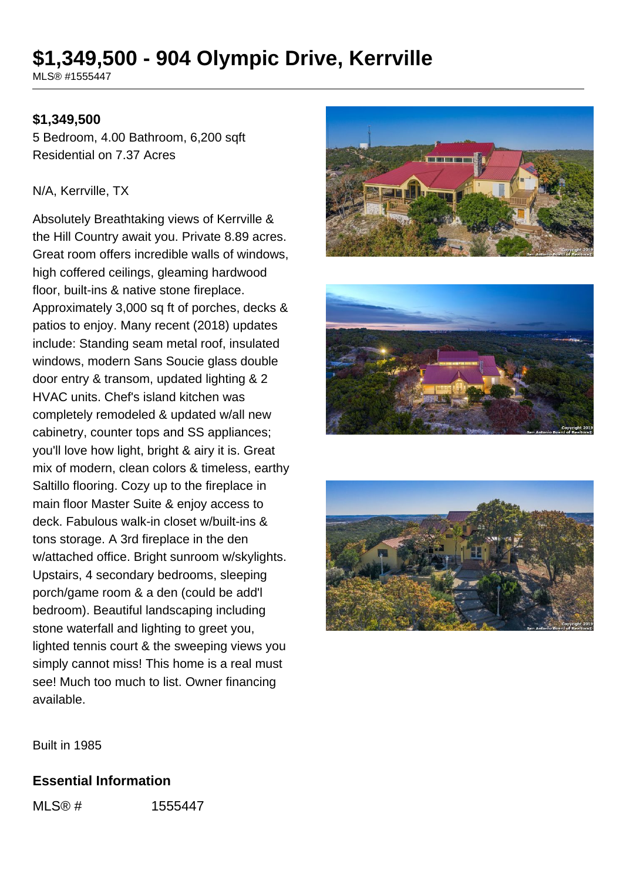# $1,349,500 - 904 Olympic Drive, Kerrville

MLS® #1555447

**$1,349,500**

5 Bedroom, 4.00 Bathroom, 6,200 sqft
Residential on 7.37 Acres

N/A, Kerrville, TX

Absolutely Breathtaking views of Kerrville & the Hill Country await you. Private 8.89 acres. Great room offers incredible walls of windows, high coffered ceilings, gleaming hardwood floor, built-ins & native stone fireplace. Approximately 3,000 sq ft of porches, decks & patios to enjoy. Many recent (2018) updates include: Standing seam metal roof, insulated windows, modern Sans Soucie glass double door entry & transom, updated lighting & 2 HVAC units. Chef's island kitchen was completely remodeled & updated w/all new cabinetry, counter tops and SS appliances; you'll love how light, bright & airy it is. Great mix of modern, clean colors & timeless, earthy Saltillo flooring. Cozy up to the fireplace in main floor Master Suite & enjoy access to deck. Fabulous walk-in closet w/built-ins & tons storage. A 3rd fireplace in the den w/attached office. Bright sunroom w/skylights. Upstairs, 4 secondary bedrooms, sleeping porch/game room & a den (could be add'l bedroom). Beautiful landscaping including stone waterfall and lighting to greet you, lighted tennis court & the sweeping views you simply cannot miss! This home is a real must see! Much too much to list. Owner financing available.

Built in 1985

## Essential Information

| | |
|---|---|
| MLS® # | 1555447 |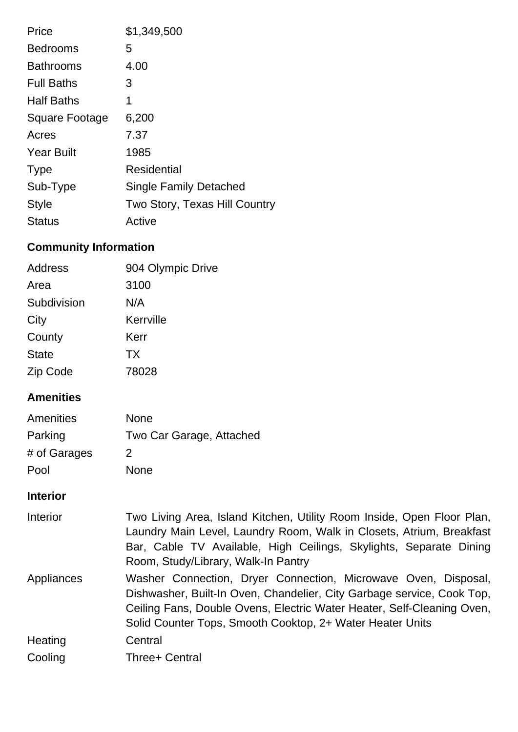| | |
|---|---|
| Price | $1,349,500 |
| Bedrooms | 5 |
| Bathrooms | 4.00 |
| Full Baths | 3 |
| Half Baths | 1 |
| Square Footage | 6,200 |
| Acres | 7.37 |
| Year Built | 1985 |
| Type | Residential |
| Sub-Type | Single Family Detached |
| Style | Two Story, Texas Hill Country |
| Status | Active |

## Community Information

| | |
|---|---|
| Address | 904 Olympic Drive |
| Area | 3100 |
| Subdivision | N/A |
| City | Kerrville |
| County | Kerr |
| State | TX |
| Zip Code | 78028 |

## Amenities

| | |
|---|---|
| Amenities | None |
| Parking | Two Car Garage, Attached |
| # of Garages | 2 |
| Pool | None |

## Interior

| | |
|---|---|
| Interior | Two Living Area, Island Kitchen, Utility Room Inside, Open Floor Plan, Laundry Main Level, Laundry Room, Walk in Closets, Atrium, Breakfast Bar, Cable TV Available, High Ceilings, Skylights, Separate Dining Room, Study/Library, Walk-In Pantry |
| Appliances | Washer Connection, Dryer Connection, Microwave Oven, Disposal, Dishwasher, Built-In Oven, Chandelier, City Garbage service, Cook Top, Ceiling Fans, Double Ovens, Electric Water Heater, Self-Cleaning Oven, Solid Counter Tops, Smooth Cooktop, 2+ Water Heater Units |
| Heating | Central |
| Cooling | Three+ Central |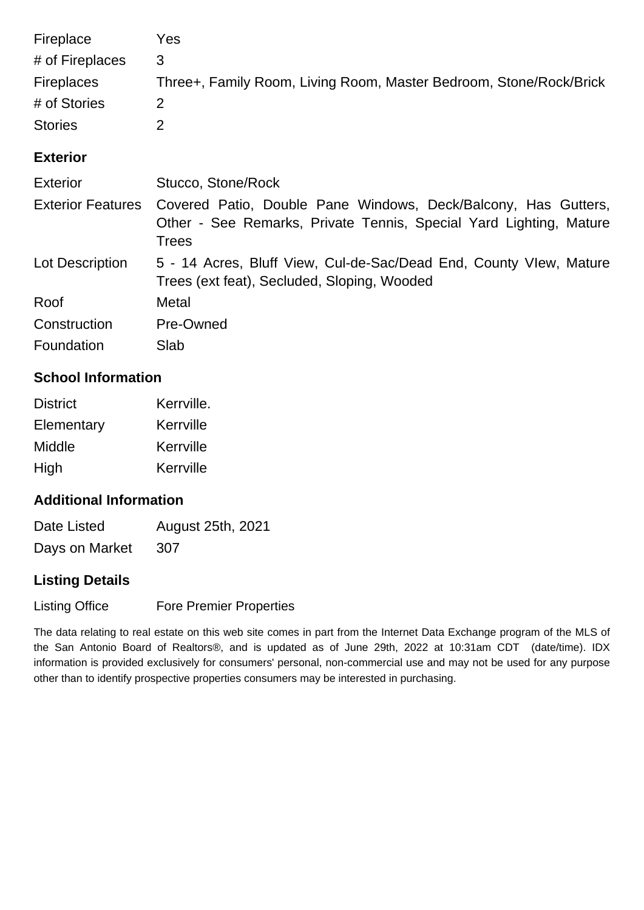| | |
|---|---|
| Fireplace | Yes |
| # of Fireplaces | 3 |
| Fireplaces | Three+, Family Room, Living Room, Master Bedroom, Stone/Rock/Brick |
| # of Stories | 2 |
| Stories | 2 |

## Exterior

| | |
|---|---|
| Exterior | Stucco, Stone/Rock |
| Exterior Features | Covered Patio, Double Pane Windows, Deck/Balcony, Has Gutters, Other - See Remarks, Private Tennis, Special Yard Lighting, Mature Trees |
| Lot Description | 5 - 14 Acres, Bluff View, Cul-de-Sac/Dead End, County VIew, Mature Trees (ext feat), Secluded, Sloping, Wooded |
| Roof | Metal |
| Construction | Pre-Owned |
| Foundation | Slab |

## School Information

| | |
|---|---|
| District | Kerrville. |
| Elementary | Kerrville |
| Middle | Kerrville |
| High | Kerrville |

## Additional Information

| | |
|---|---|
| Date Listed | August 25th, 2021 |
| Days on Market | 307 |

## Listing Details

| | |
|---|---|
| Listing Office | Fore Premier Properties |

The data relating to real estate on this web site comes in part from the Internet Data Exchange program of the MLS of the San Antonio Board of Realtors®, and is updated as of June 29th, 2022 at 10:31am CDT (date/time). IDX information is provided exclusively for consumers' personal, non-commercial use and may not be used for any purpose other than to identify prospective properties consumers may be interested in purchasing.